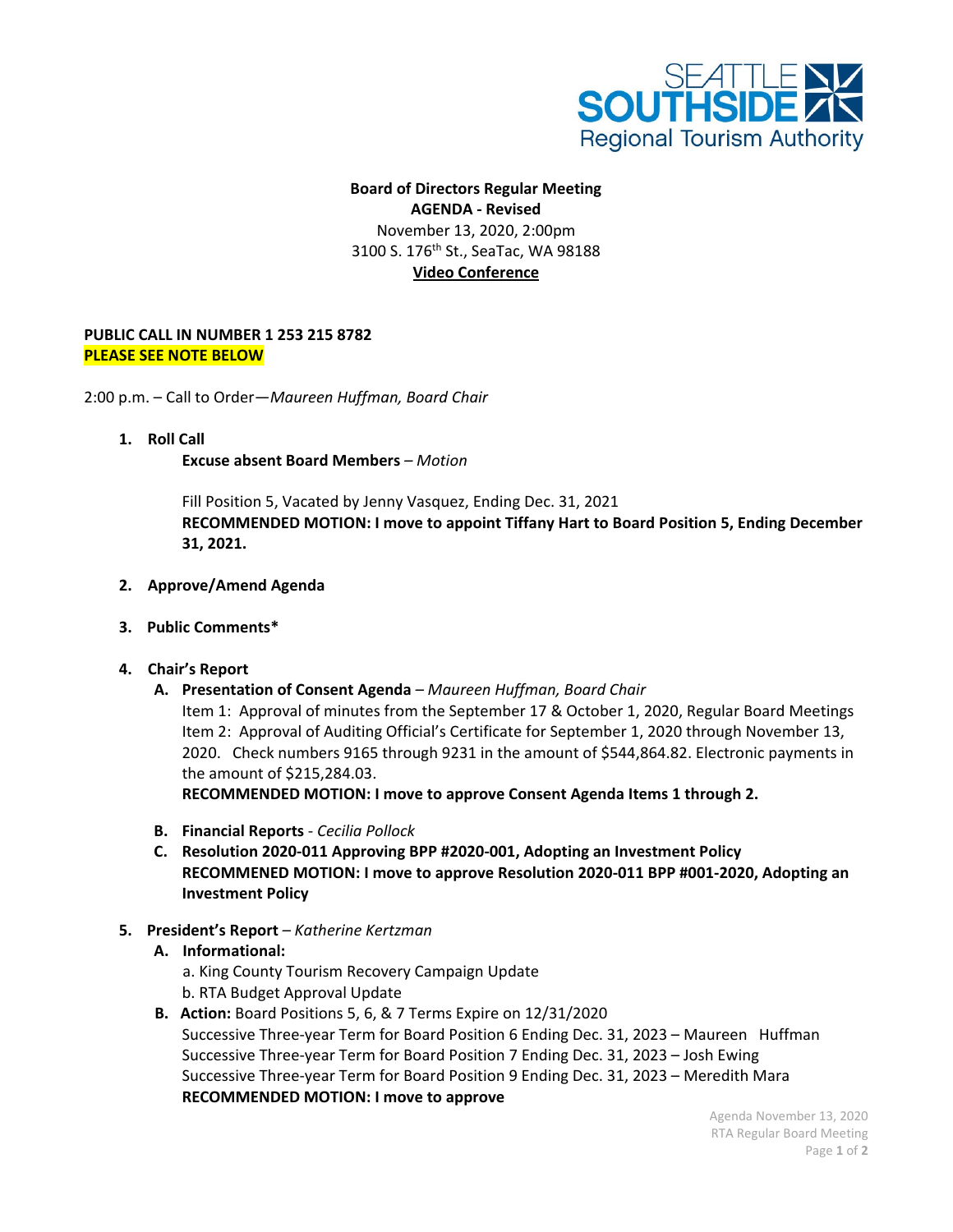SEATTLE SOUTHSIDE
Regional Tourism Authority

**Board of Directors Regular Meeting**
**AGENDA - Revised**
November 13, 2020, 2:00pm
3100 S. 176th St., SeaTac, WA 98188
**Video Conference**

**PUBLIC CALL IN NUMBER 1 253 215 8782**
**PLEASE SEE NOTE BELOW**

2:00 p.m. – Call to Order—*Maureen Huffman, Board Chair*

1. **Roll Call**
   **Excuse absent Board Members** – *Motion*

   Fill Position 5, Vacated by Jenny Vasquez, Ending Dec. 31, 2021
   **RECOMMENDED MOTION: I move to appoint Tiffany Hart to Board Position 5, Ending December 31, 2021.**

2. **Approve/Amend Agenda**

3. **Public Comments***

4. **Chair's Report**
   A. **Presentation of Consent Agenda** – *Maureen Huffman, Board Chair*
      Item 1: Approval of minutes from the September 17 & October 1, 2020, Regular Board Meetings
      Item 2: Approval of Auditing Official's Certificate for September 1, 2020 through November 13, 2020. Check numbers 9165 through 9231 in the amount of $544,864.82. Electronic payments in the amount of $215,284.03.
      **RECOMMENDED MOTION: I move to approve Consent Agenda Items 1 through 2.**

   B. **Financial Reports** - *Cecilia Pollock*
   C. **Resolution 2020-011 Approving BPP #2020-001, Adopting an Investment Policy**
      **RECOMMENED MOTION: I move to approve Resolution 2020-011 BPP #001-2020, Adopting an Investment Policy**

5. **President's Report** – *Katherine Kertzman*
   A. **Informational:**
      a. King County Tourism Recovery Campaign Update
      b. RTA Budget Approval Update
   B. **Action:** Board Positions 5, 6, & 7 Terms Expire on 12/31/2020
      Successive Three-year Term for Board Position 6 Ending Dec. 31, 2023 – Maureen Huffman
      Successive Three-year Term for Board Position 7 Ending Dec. 31, 2023 – Josh Ewing
      Successive Three-year Term for Board Position 9 Ending Dec. 31, 2023 – Meredith Mara
      **RECOMMENDED MOTION: I move to approve**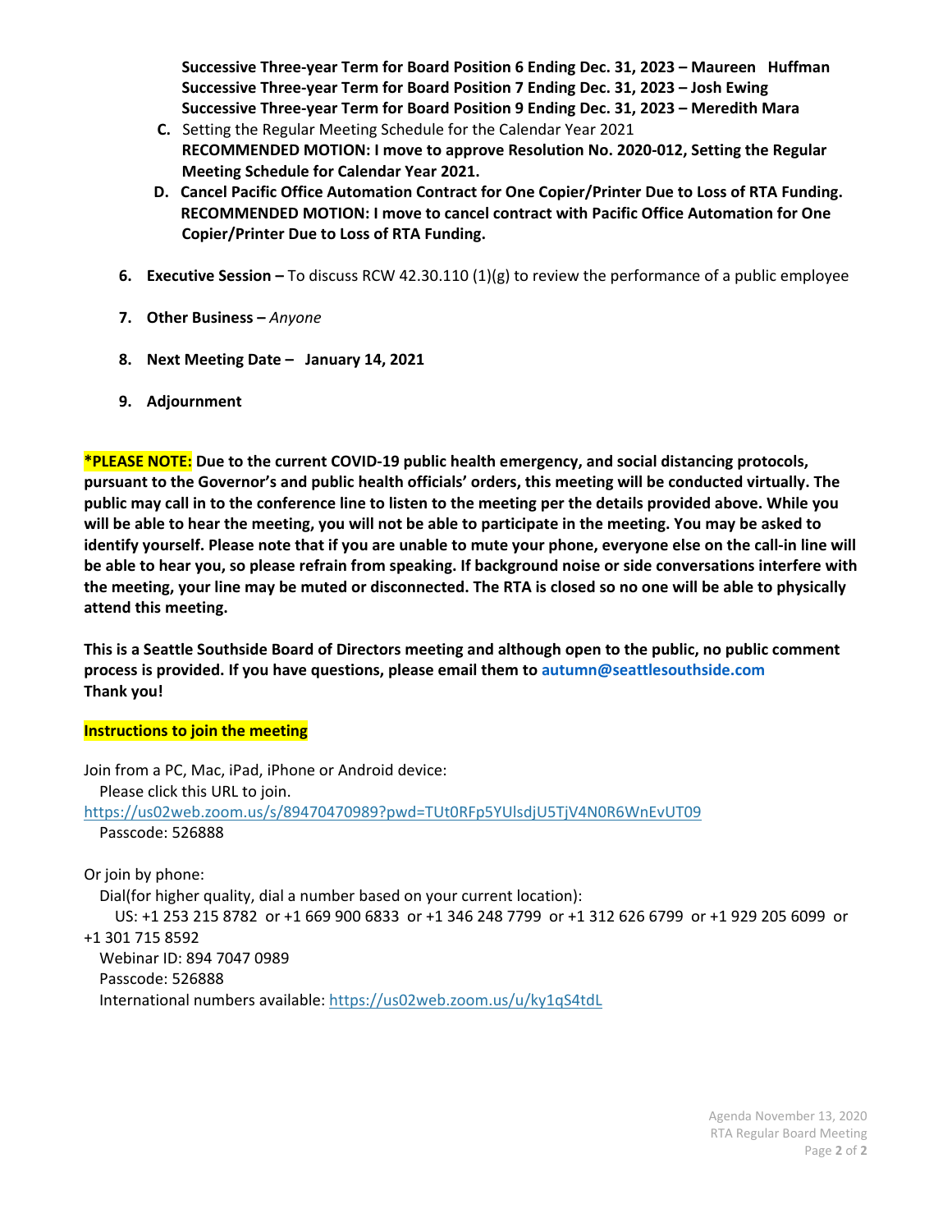**Successive Three-year Term for Board Position 6 Ending Dec. 31, 2023 – Maureen Huffman**
**Successive Three-year Term for Board Position 7 Ending Dec. 31, 2023 – Josh Ewing**
**Successive Three-year Term for Board Position 9 Ending Dec. 31, 2023 – Meredith Mara**

**C.** Setting the Regular Meeting Schedule for the Calendar Year 2021
**RECOMMENDED MOTION: I move to approve Resolution No. 2020-012, Setting the Regular Meeting Schedule for Calendar Year 2021.**

**D. Cancel Pacific Office Automation Contract for One Copier/Printer Due to Loss of RTA Funding.**
**RECOMMENDED MOTION: I move to cancel contract with Pacific Office Automation for One Copier/Printer Due to Loss of RTA Funding.**

6. **Executive Session –** To discuss RCW 42.30.110 (1)(g) to review the performance of a public employee

7. **Other Business –** *Anyone*

8. **Next Meeting Date – January 14, 2021**

9. **Adjournment**

**\*PLEASE NOTE: Due to the current COVID-19 public health emergency, and social distancing protocols, pursuant to the Governor's and public health officials' orders, this meeting will be conducted virtually. The public may call in to the conference line to listen to the meeting per the details provided above. While you will be able to hear the meeting, you will not be able to participate in the meeting. You may be asked to identify yourself. Please note that if you are unable to mute your phone, everyone else on the call-in line will be able to hear you, so please refrain from speaking. If background noise or side conversations interfere with the meeting, your line may be muted or disconnected. The RTA is closed so no one will be able to physically attend this meeting.**

**This is a Seattle Southside Board of Directors meeting and although open to the public, no public comment process is provided. If you have questions, please email them to autumn@seattlesouthside.com**
**Thank you!**

**Instructions to join the meeting**

Join from a PC, Mac, iPad, iPhone or Android device:
Please click this URL to join.
https://us02web.zoom.us/s/89470470989?pwd=TUt0RFp5YUlsdjU5TjV4N0R6WnEvUT09
Passcode: 526888

Or join by phone:
Dial(for higher quality, dial a number based on your current location):
US: +1 253 215 8782 or +1 669 900 6833 or +1 346 248 7799 or +1 312 626 6799 or +1 929 205 6099 or +1 301 715 8592
Webinar ID: 894 7047 0989
Passcode: 526888
International numbers available: https://us02web.zoom.us/u/ky1qS4tdL